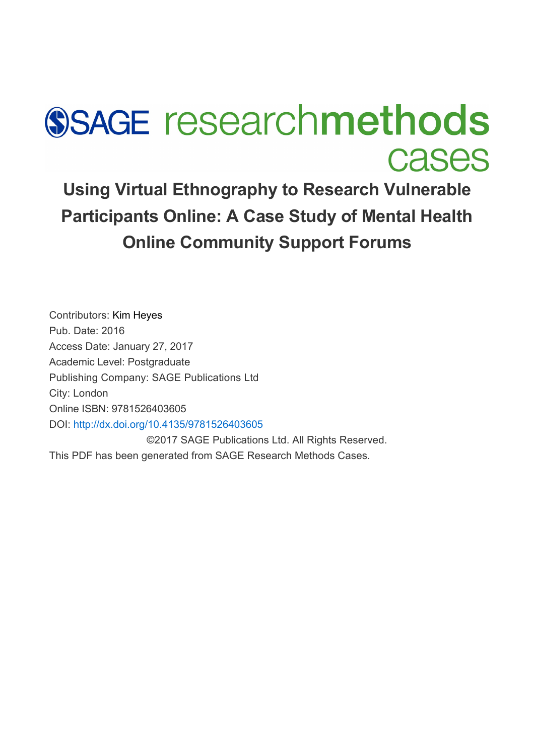# SAGE research methods cases

## Using Virtual Ethnography to Research Vulnerable Participants Online: A Case Study of Mental Health Online Community Support Forums

Contributors: Kim Heyes
Pub. Date: 2016
Access Date: January 27, 2017
Academic Level: Postgraduate
Publishing Company: SAGE Publications Ltd
City: London
Online ISBN: 9781526403605
DOI: http://dx.doi.org/10.4135/9781526403605
©2017 SAGE Publications Ltd. All Rights Reserved.
This PDF has been generated from SAGE Research Methods Cases.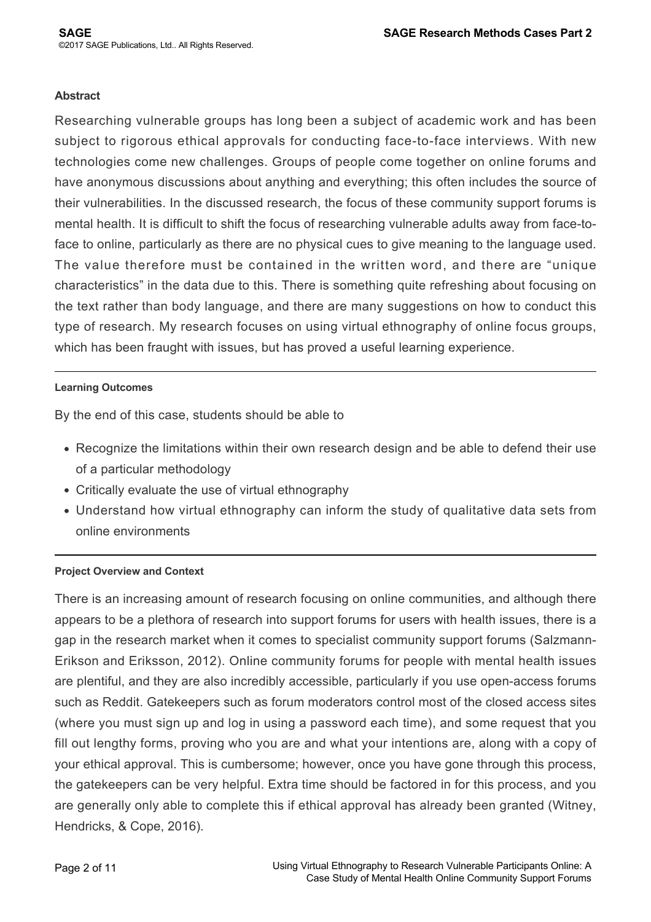### Abstract

Researching vulnerable groups has long been a subject of academic work and has been subject to rigorous ethical approvals for conducting face-to-face interviews. With new technologies come new challenges. Groups of people come together on online forums and have anonymous discussions about anything and everything; this often includes the source of their vulnerabilities. In the discussed research, the focus of these community support forums is mental health. It is difficult to shift the focus of researching vulnerable adults away from face-to-face to online, particularly as there are no physical cues to give meaning to the language used. The value therefore must be contained in the written word, and there are "unique characteristics" in the data due to this. There is something quite refreshing about focusing on the text rather than body language, and there are many suggestions on how to conduct this type of research. My research focuses on using virtual ethnography of online focus groups, which has been fraught with issues, but has proved a useful learning experience.

---

#### Learning Outcomes

By the end of this case, students should be able to

- Recognize the limitations within their own research design and be able to defend their use of a particular methodology
- Critically evaluate the use of virtual ethnography
- Understand how virtual ethnography can inform the study of qualitative data sets from online environments

---

#### Project Overview and Context

There is an increasing amount of research focusing on online communities, and although there appears to be a plethora of research into support forums for users with health issues, there is a gap in the research market when it comes to specialist community support forums (Salzmann-Erikson and Eriksson, 2012). Online community forums for people with mental health issues are plentiful, and they are also incredibly accessible, particularly if you use open-access forums such as Reddit. Gatekeepers such as forum moderators control most of the closed access sites (where you must sign up and log in using a password each time), and some request that you fill out lengthy forms, proving who you are and what your intentions are, along with a copy of your ethical approval. This is cumbersome; however, once you have gone through this process, the gatekeepers can be very helpful. Extra time should be factored in for this process, and you are generally only able to complete this if ethical approval has already been granted (Witney, Hendricks, & Cope, 2016).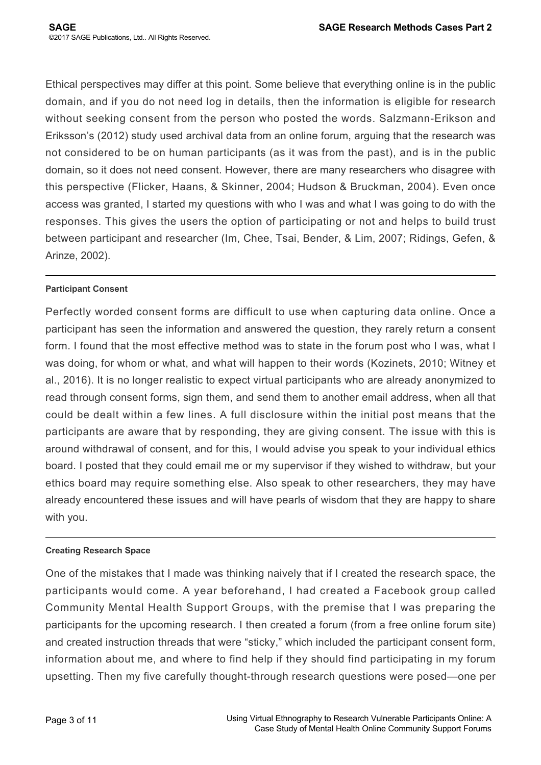Ethical perspectives may differ at this point. Some believe that everything online is in the public domain, and if you do not need log in details, then the information is eligible for research without seeking consent from the person who posted the words. Salzmann-Erikson and Eriksson's (2012) study used archival data from an online forum, arguing that the research was not considered to be on human participants (as it was from the past), and is in the public domain, so it does not need consent. However, there are many researchers who disagree with this perspective (Flicker, Haans, & Skinner, 2004; Hudson & Bruckman, 2004). Even once access was granted, I started my questions with who I was and what I was going to do with the responses. This gives the users the option of participating or not and helps to build trust between participant and researcher (Im, Chee, Tsai, Bender, & Lim, 2007; Ridings, Gefen, & Arinze, 2002).

#### Participant Consent

Perfectly worded consent forms are difficult to use when capturing data online. Once a participant has seen the information and answered the question, they rarely return a consent form. I found that the most effective method was to state in the forum post who I was, what I was doing, for whom or what, and what will happen to their words (Kozinets, 2010; Witney et al., 2016). It is no longer realistic to expect virtual participants who are already anonymized to read through consent forms, sign them, and send them to another email address, when all that could be dealt within a few lines. A full disclosure within the initial post means that the participants are aware that by responding, they are giving consent. The issue with this is around withdrawal of consent, and for this, I would advise you speak to your individual ethics board. I posted that they could email me or my supervisor if they wished to withdraw, but your ethics board may require something else. Also speak to other researchers, they may have already encountered these issues and will have pearls of wisdom that they are happy to share with you.

#### Creating Research Space

One of the mistakes that I made was thinking naively that if I created the research space, the participants would come. A year beforehand, I had created a Facebook group called Community Mental Health Support Groups, with the premise that I was preparing the participants for the upcoming research. I then created a forum (from a free online forum site) and created instruction threads that were "sticky," which included the participant consent form, information about me, and where to find help if they should find participating in my forum upsetting. Then my five carefully thought-through research questions were posed—one per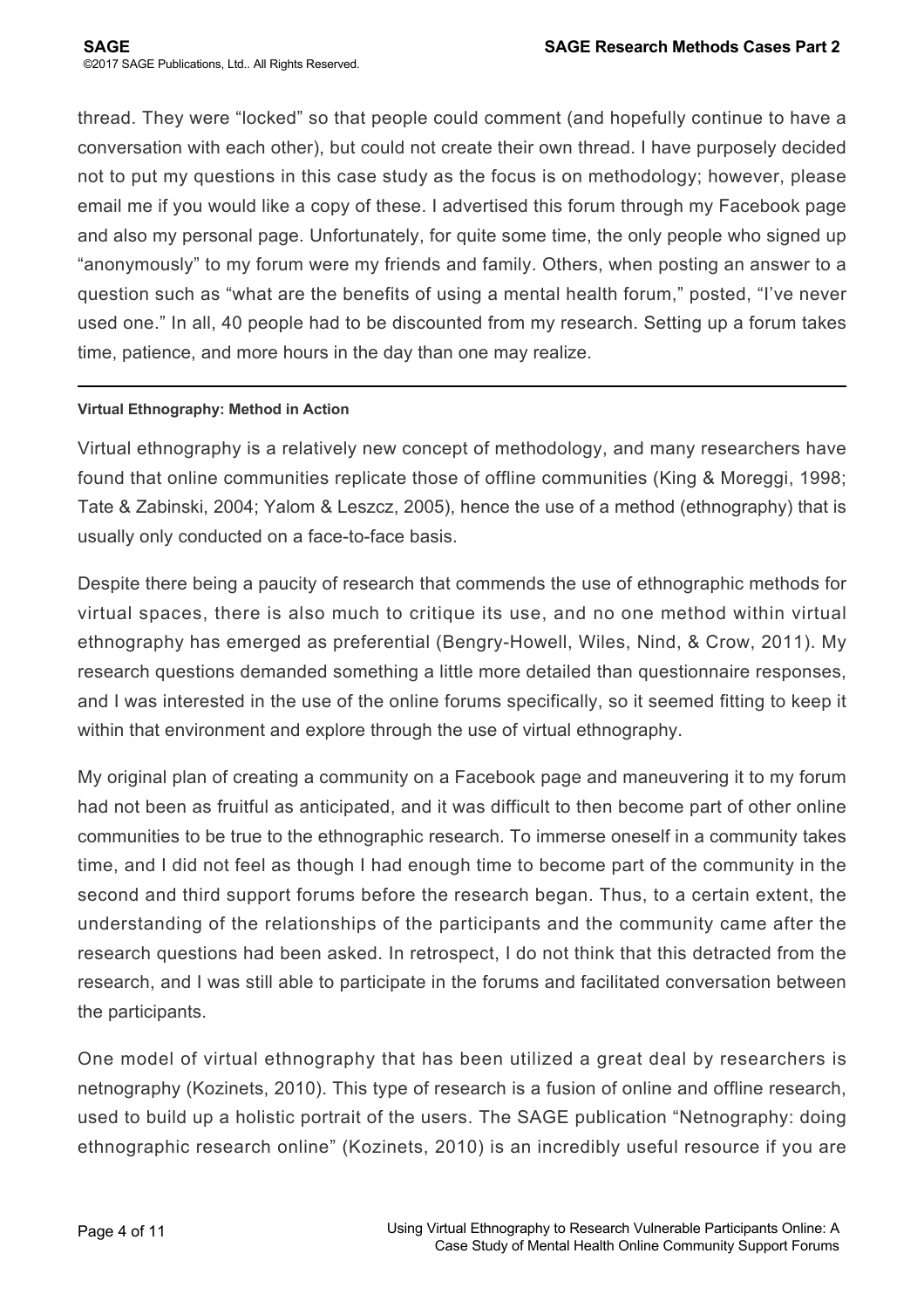thread. They were "locked" so that people could comment (and hopefully continue to have a conversation with each other), but could not create their own thread. I have purposely decided not to put my questions in this case study as the focus is on methodology; however, please email me if you would like a copy of these. I advertised this forum through my Facebook page and also my personal page. Unfortunately, for quite some time, the only people who signed up "anonymously" to my forum were my friends and family. Others, when posting an answer to a question such as "what are the benefits of using a mental health forum," posted, "I've never used one." In all, 40 people had to be discounted from my research. Setting up a forum takes time, patience, and more hours in the day than one may realize.

---

#### Virtual Ethnography: Method in Action

Virtual ethnography is a relatively new concept of methodology, and many researchers have found that online communities replicate those of offline communities (King & Moreggi, 1998; Tate & Zabinski, 2004; Yalom & Leszcz, 2005), hence the use of a method (ethnography) that is usually only conducted on a face-to-face basis.

Despite there being a paucity of research that commends the use of ethnographic methods for virtual spaces, there is also much to critique its use, and no one method within virtual ethnography has emerged as preferential (Bengry-Howell, Wiles, Nind, & Crow, 2011). My research questions demanded something a little more detailed than questionnaire responses, and I was interested in the use of the online forums specifically, so it seemed fitting to keep it within that environment and explore through the use of virtual ethnography.

My original plan of creating a community on a Facebook page and maneuvering it to my forum had not been as fruitful as anticipated, and it was difficult to then become part of other online communities to be true to the ethnographic research. To immerse oneself in a community takes time, and I did not feel as though I had enough time to become part of the community in the second and third support forums before the research began. Thus, to a certain extent, the understanding of the relationships of the participants and the community came after the research questions had been asked. In retrospect, I do not think that this detracted from the research, and I was still able to participate in the forums and facilitated conversation between the participants.

One model of virtual ethnography that has been utilized a great deal by researchers is netnography (Kozinets, 2010). This type of research is a fusion of online and offline research, used to build up a holistic portrait of the users. The SAGE publication "Netnography: doing ethnographic research online" (Kozinets, 2010) is an incredibly useful resource if you are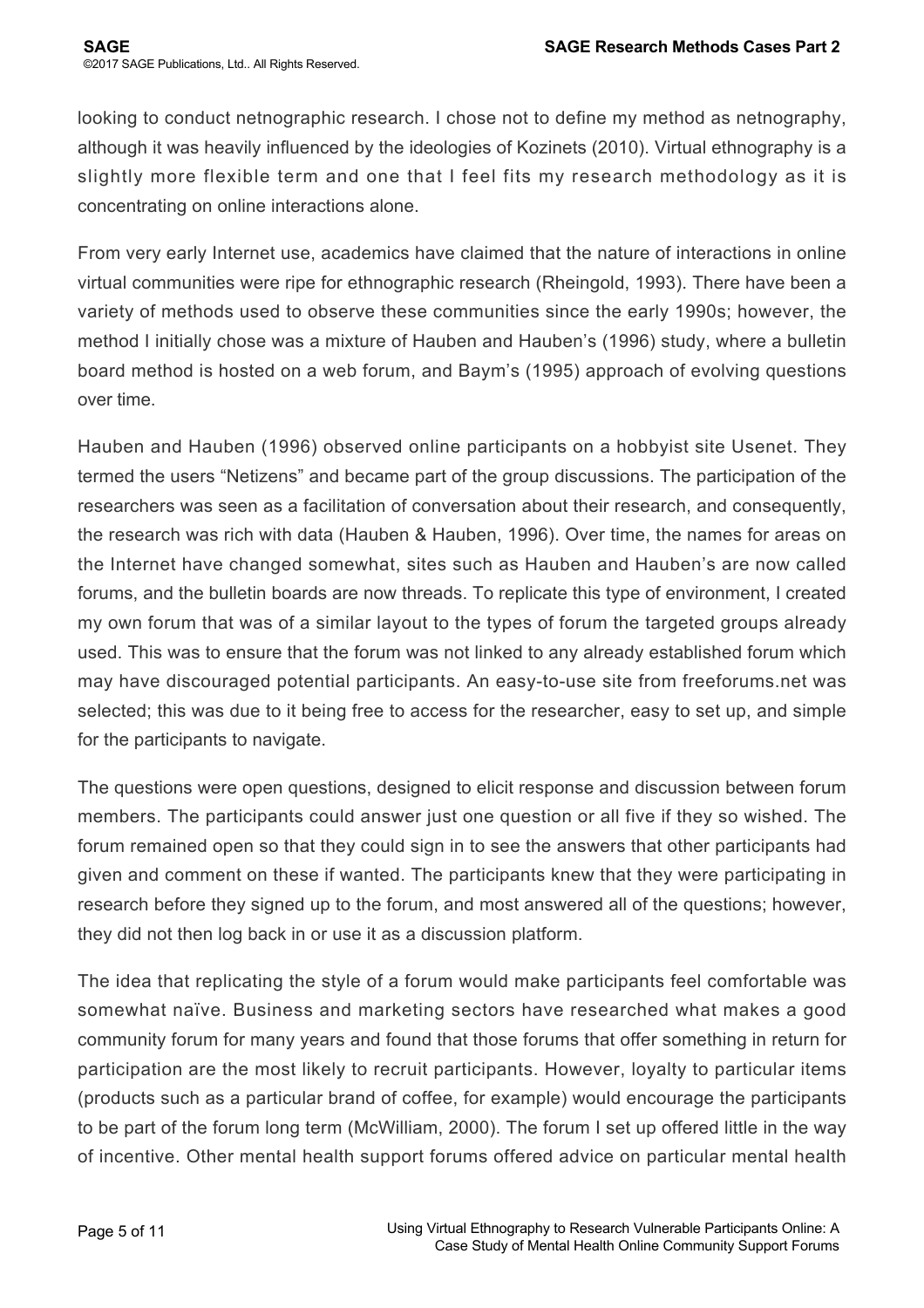looking to conduct netnographic research. I chose not to define my method as netnography, although it was heavily influenced by the ideologies of Kozinets (2010). Virtual ethnography is a slightly more flexible term and one that I feel fits my research methodology as it is concentrating on online interactions alone.

From very early Internet use, academics have claimed that the nature of interactions in online virtual communities were ripe for ethnographic research (Rheingold, 1993). There have been a variety of methods used to observe these communities since the early 1990s; however, the method I initially chose was a mixture of Hauben and Hauben's (1996) study, where a bulletin board method is hosted on a web forum, and Baym's (1995) approach of evolving questions over time.

Hauben and Hauben (1996) observed online participants on a hobbyist site Usenet. They termed the users "Netizens" and became part of the group discussions. The participation of the researchers was seen as a facilitation of conversation about their research, and consequently, the research was rich with data (Hauben & Hauben, 1996). Over time, the names for areas on the Internet have changed somewhat, sites such as Hauben and Hauben's are now called forums, and the bulletin boards are now threads. To replicate this type of environment, I created my own forum that was of a similar layout to the types of forum the targeted groups already used. This was to ensure that the forum was not linked to any already established forum which may have discouraged potential participants. An easy-to-use site from freeforums.net was selected; this was due to it being free to access for the researcher, easy to set up, and simple for the participants to navigate.

The questions were open questions, designed to elicit response and discussion between forum members. The participants could answer just one question or all five if they so wished. The forum remained open so that they could sign in to see the answers that other participants had given and comment on these if wanted. The participants knew that they were participating in research before they signed up to the forum, and most answered all of the questions; however, they did not then log back in or use it as a discussion platform.

The idea that replicating the style of a forum would make participants feel comfortable was somewhat naïve. Business and marketing sectors have researched what makes a good community forum for many years and found that those forums that offer something in return for participation are the most likely to recruit participants. However, loyalty to particular items (products such as a particular brand of coffee, for example) would encourage the participants to be part of the forum long term (McWilliam, 2000). The forum I set up offered little in the way of incentive. Other mental health support forums offered advice on particular mental health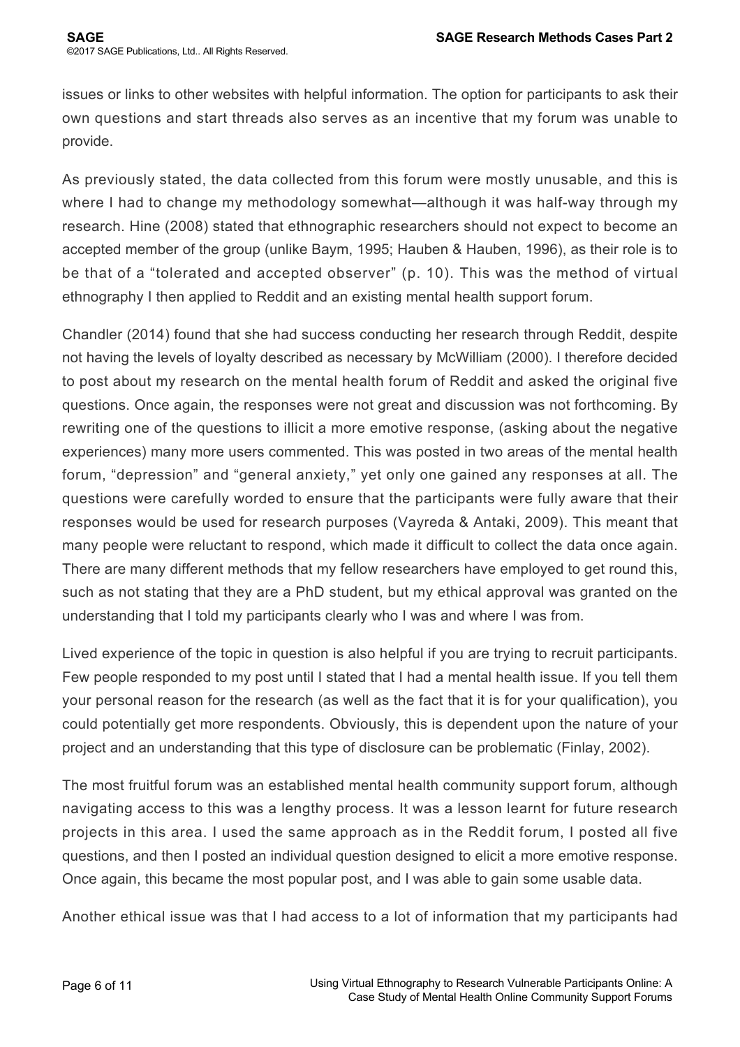issues or links to other websites with helpful information. The option for participants to ask their own questions and start threads also serves as an incentive that my forum was unable to provide.

As previously stated, the data collected from this forum were mostly unusable, and this is where I had to change my methodology somewhat—although it was half-way through my research. Hine (2008) stated that ethnographic researchers should not expect to become an accepted member of the group (unlike Baym, 1995; Hauben & Hauben, 1996), as their role is to be that of a "tolerated and accepted observer" (p. 10). This was the method of virtual ethnography I then applied to Reddit and an existing mental health support forum.

Chandler (2014) found that she had success conducting her research through Reddit, despite not having the levels of loyalty described as necessary by McWilliam (2000). I therefore decided to post about my research on the mental health forum of Reddit and asked the original five questions. Once again, the responses were not great and discussion was not forthcoming. By rewriting one of the questions to illicit a more emotive response, (asking about the negative experiences) many more users commented. This was posted in two areas of the mental health forum, "depression" and "general anxiety," yet only one gained any responses at all. The questions were carefully worded to ensure that the participants were fully aware that their responses would be used for research purposes (Vayreda & Antaki, 2009). This meant that many people were reluctant to respond, which made it difficult to collect the data once again. There are many different methods that my fellow researchers have employed to get round this, such as not stating that they are a PhD student, but my ethical approval was granted on the understanding that I told my participants clearly who I was and where I was from.

Lived experience of the topic in question is also helpful if you are trying to recruit participants. Few people responded to my post until I stated that I had a mental health issue. If you tell them your personal reason for the research (as well as the fact that it is for your qualification), you could potentially get more respondents. Obviously, this is dependent upon the nature of your project and an understanding that this type of disclosure can be problematic (Finlay, 2002).

The most fruitful forum was an established mental health community support forum, although navigating access to this was a lengthy process. It was a lesson learnt for future research projects in this area. I used the same approach as in the Reddit forum, I posted all five questions, and then I posted an individual question designed to elicit a more emotive response. Once again, this became the most popular post, and I was able to gain some usable data.

Another ethical issue was that I had access to a lot of information that my participants had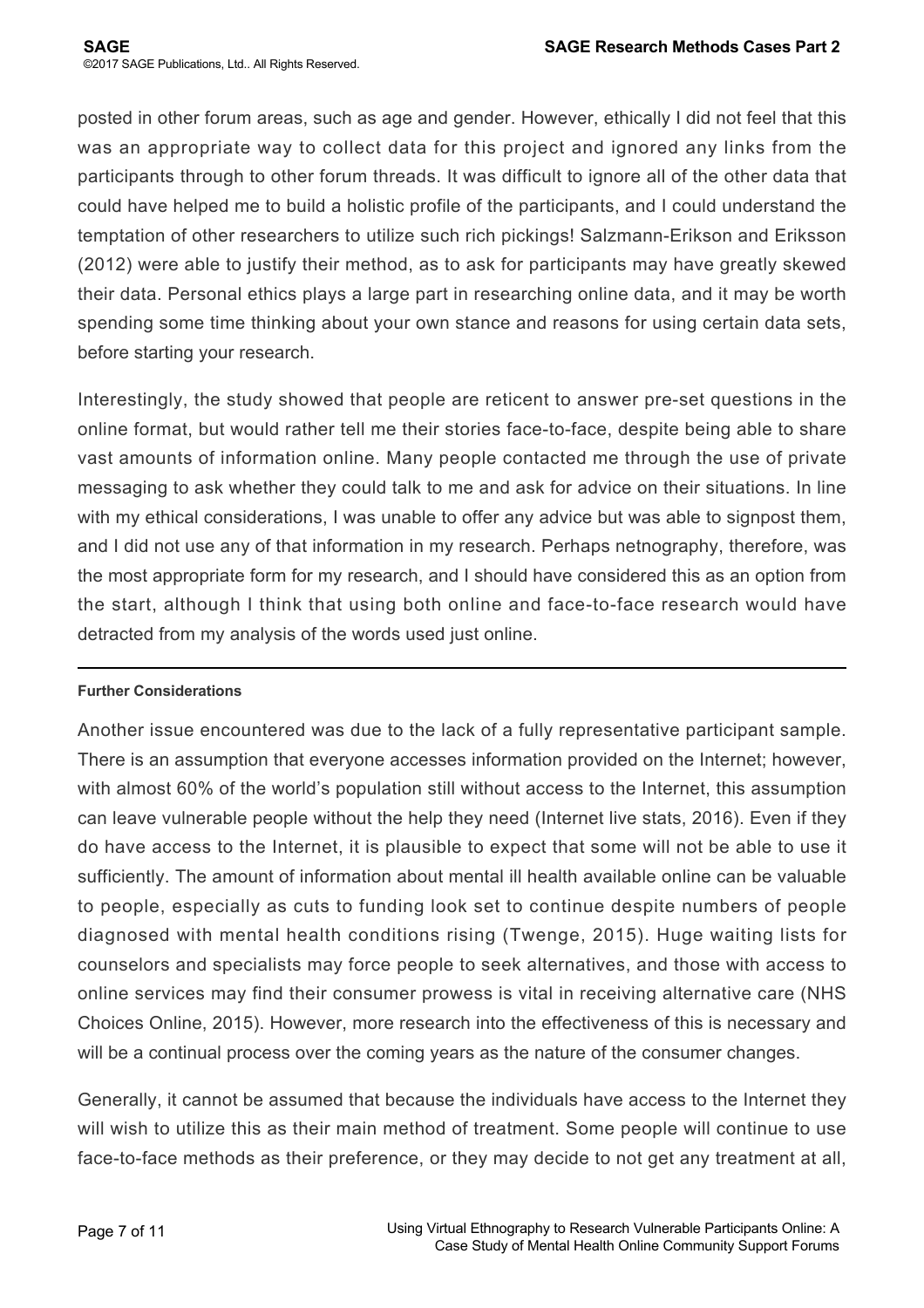posted in other forum areas, such as age and gender. However, ethically I did not feel that this was an appropriate way to collect data for this project and ignored any links from the participants through to other forum threads. It was difficult to ignore all of the other data that could have helped me to build a holistic profile of the participants, and I could understand the temptation of other researchers to utilize such rich pickings! Salzmann-Erikson and Eriksson (2012) were able to justify their method, as to ask for participants may have greatly skewed their data. Personal ethics plays a large part in researching online data, and it may be worth spending some time thinking about your own stance and reasons for using certain data sets, before starting your research.

Interestingly, the study showed that people are reticent to answer pre-set questions in the online format, but would rather tell me their stories face-to-face, despite being able to share vast amounts of information online. Many people contacted me through the use of private messaging to ask whether they could talk to me and ask for advice on their situations. In line with my ethical considerations, I was unable to offer any advice but was able to signpost them, and I did not use any of that information in my research. Perhaps netnography, therefore, was the most appropriate form for my research, and I should have considered this as an option from the start, although I think that using both online and face-to-face research would have detracted from my analysis of the words used just online.

### Further Considerations

Another issue encountered was due to the lack of a fully representative participant sample. There is an assumption that everyone accesses information provided on the Internet; however, with almost 60% of the world's population still without access to the Internet, this assumption can leave vulnerable people without the help they need (Internet live stats, 2016). Even if they do have access to the Internet, it is plausible to expect that some will not be able to use it sufficiently. The amount of information about mental ill health available online can be valuable to people, especially as cuts to funding look set to continue despite numbers of people diagnosed with mental health conditions rising (Twenge, 2015). Huge waiting lists for counselors and specialists may force people to seek alternatives, and those with access to online services may find their consumer prowess is vital in receiving alternative care (NHS Choices Online, 2015). However, more research into the effectiveness of this is necessary and will be a continual process over the coming years as the nature of the consumer changes.

Generally, it cannot be assumed that because the individuals have access to the Internet they will wish to utilize this as their main method of treatment. Some people will continue to use face-to-face methods as their preference, or they may decide to not get any treatment at all,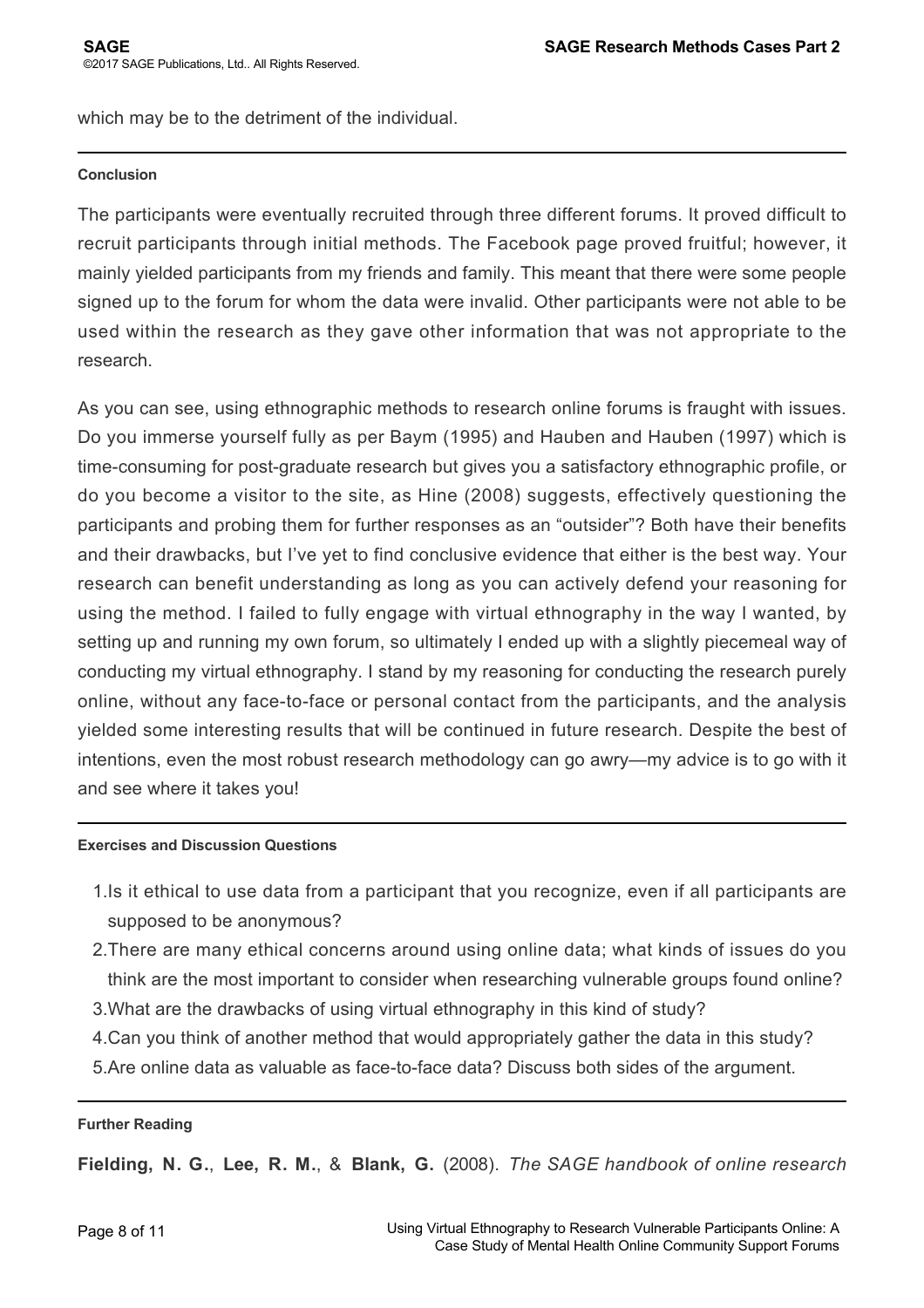which may be to the detriment of the individual.

## Conclusion

The participants were eventually recruited through three different forums. It proved difficult to recruit participants through initial methods. The Facebook page proved fruitful; however, it mainly yielded participants from my friends and family. This meant that there were some people signed up to the forum for whom the data were invalid. Other participants were not able to be used within the research as they gave other information that was not appropriate to the research.

As you can see, using ethnographic methods to research online forums is fraught with issues. Do you immerse yourself fully as per Baym (1995) and Hauben and Hauben (1997) which is time-consuming for post-graduate research but gives you a satisfactory ethnographic profile, or do you become a visitor to the site, as Hine (2008) suggests, effectively questioning the participants and probing them for further responses as an "outsider"? Both have their benefits and their drawbacks, but I've yet to find conclusive evidence that either is the best way. Your research can benefit understanding as long as you can actively defend your reasoning for using the method. I failed to fully engage with virtual ethnography in the way I wanted, by setting up and running my own forum, so ultimately I ended up with a slightly piecemeal way of conducting my virtual ethnography. I stand by my reasoning for conducting the research purely online, without any face-to-face or personal contact from the participants, and the analysis yielded some interesting results that will be continued in future research. Despite the best of intentions, even the most robust research methodology can go awry—my advice is to go with it and see where it takes you!

## Exercises and Discussion Questions

1. Is it ethical to use data from a participant that you recognize, even if all participants are supposed to be anonymous?
2. There are many ethical concerns around using online data; what kinds of issues do you think are the most important to consider when researching vulnerable groups found online?
3. What are the drawbacks of using virtual ethnography in this kind of study?
4. Can you think of another method that would appropriately gather the data in this study?
5. Are online data as valuable as face-to-face data? Discuss both sides of the argument.

## Further Reading

**Fielding, N. G.**, **Lee, R. M.**, & **Blank, G.** (2008). *The SAGE handbook of online research*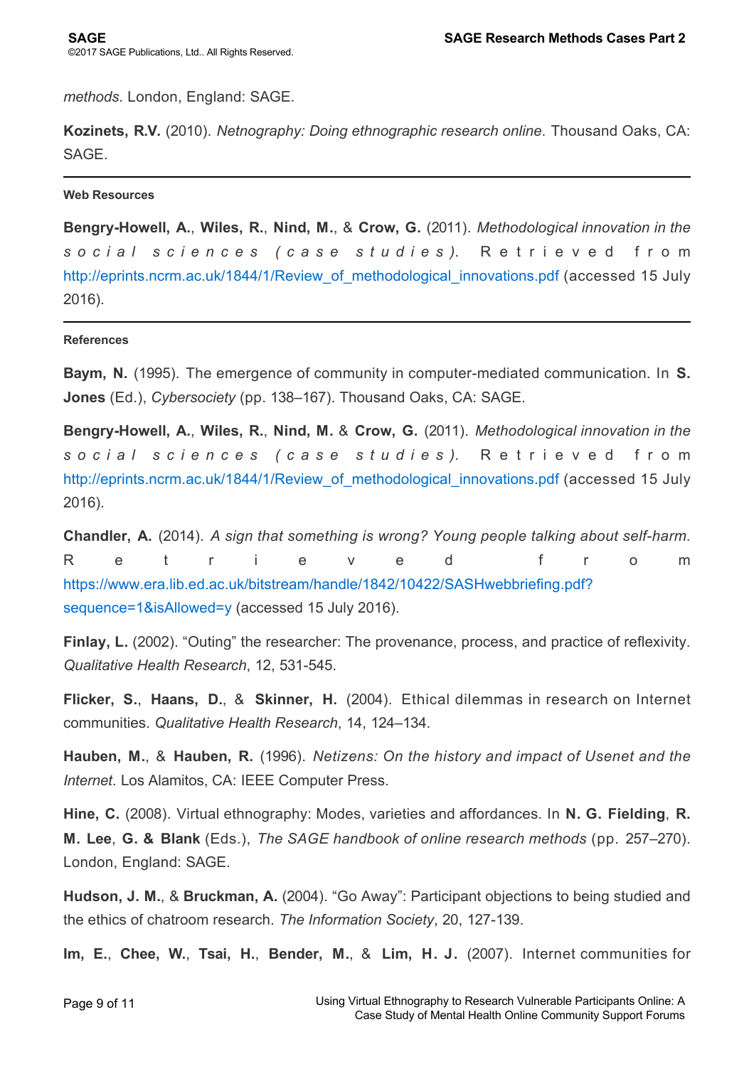*methods*. London, England: SAGE.

**Kozinets, R.V.** (2010). *Netnography: Doing ethnographic research online*. Thousand Oaks, CA: SAGE.

---

#### Web Resources

**Bengry-Howell, A.**, **Wiles, R.**, **Nind, M.**, & **Crow, G.** (2011). *Methodological innovation in the social sciences (case studies).* Retrieved from http://eprints.ncrm.ac.uk/1844/1/Review_of_methodological_innovations.pdf (accessed 15 July 2016).

---

#### References

**Baym, N.** (1995). The emergence of community in computer-mediated communication. In **S. Jones** (Ed.), *Cybersociety* (pp. 138–167). Thousand Oaks, CA: SAGE.

**Bengry-Howell, A.**, **Wiles, R.**, **Nind, M.** & **Crow, G.** (2011). *Methodological innovation in the social sciences (case studies).* Retrieved from http://eprints.ncrm.ac.uk/1844/1/Review_of_methodological_innovations.pdf (accessed 15 July 2016).

**Chandler, A.** (2014). *A sign that something is wrong? Young people talking about self-harm*. Retrieved from https://www.era.lib.ed.ac.uk/bitstream/handle/1842/10422/SASHwebbriefing.pdf?sequence=1&isAllowed=y (accessed 15 July 2016).

**Finlay, L.** (2002). "Outing" the researcher: The provenance, process, and practice of reflexivity. *Qualitative Health Research*, 12, 531-545.

**Flicker, S.**, **Haans, D.**, & **Skinner, H.** (2004). Ethical dilemmas in research on Internet communities. *Qualitative Health Research*, 14, 124–134.

**Hauben, M.**, & **Hauben, R.** (1996). *Netizens: On the history and impact of Usenet and the Internet*. Los Alamitos, CA: IEEE Computer Press.

**Hine, C.** (2008). Virtual ethnography: Modes, varieties and affordances. In **N. G. Fielding**, **R. M. Lee**, **G. & Blank** (Eds.), *The SAGE handbook of online research methods* (pp. 257–270). London, England: SAGE.

**Hudson, J. M.**, & **Bruckman, A.** (2004). "Go Away": Participant objections to being studied and the ethics of chatroom research. *The Information Society*, 20, 127-139.

**Im, E.**, **Chee, W.**, **Tsai, H.**, **Bender, M.**, & **Lim, H. J.** (2007). Internet communities for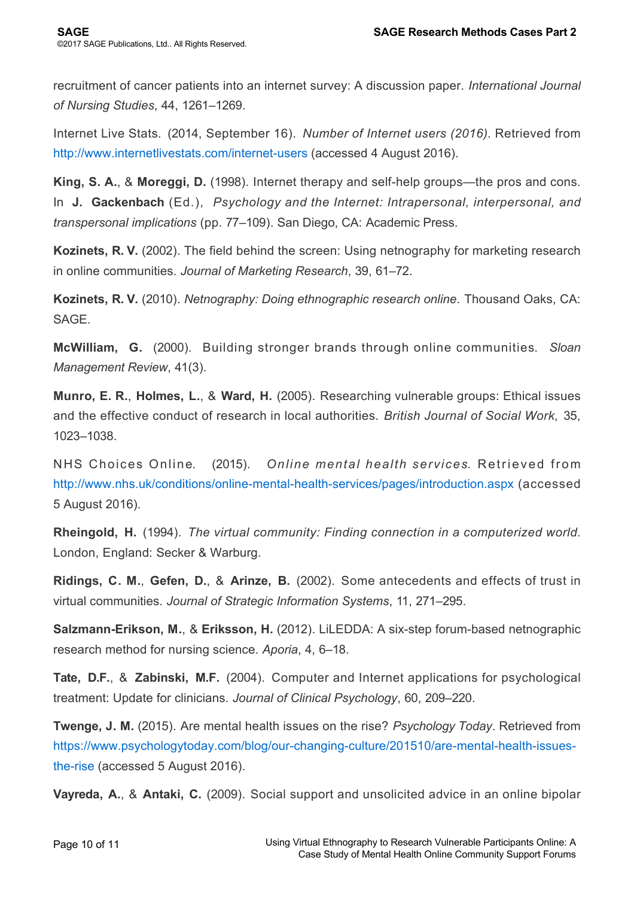recruitment of cancer patients into an internet survey: A discussion paper. *International Journal of Nursing Studies*, 44, 1261–1269.

Internet Live Stats. (2014, September 16). *Number of Internet users (2016)*. Retrieved from http://www.internetlivestats.com/internet-users (accessed 4 August 2016).

**King, S. A.**, & **Moreggi, D.** (1998). Internet therapy and self-help groups—the pros and cons. In **J. Gackenbach** (Ed.), *Psychology and the Internet: Intrapersonal, interpersonal, and transpersonal implications* (pp. 77–109). San Diego, CA: Academic Press.

**Kozinets, R. V.** (2002). The field behind the screen: Using netnography for marketing research in online communities. *Journal of Marketing Research*, 39, 61–72.

**Kozinets, R. V.** (2010). *Netnography: Doing ethnographic research online*. Thousand Oaks, CA: SAGE.

**McWilliam, G.** (2000). Building stronger brands through online communities. *Sloan Management Review*, 41(3).

**Munro, E. R.**, **Holmes, L.**, & **Ward, H.** (2005). Researching vulnerable groups: Ethical issues and the effective conduct of research in local authorities. *British Journal of Social Work*, 35, 1023–1038.

NHS Choices Online. (2015). *Online mental health services*. Retrieved from http://www.nhs.uk/conditions/online-mental-health-services/pages/introduction.aspx (accessed 5 August 2016).

**Rheingold, H.** (1994). *The virtual community: Finding connection in a computerized world*. London, England: Secker & Warburg.

**Ridings, C. M.**, **Gefen, D.**, & **Arinze, B.** (2002). Some antecedents and effects of trust in virtual communities. *Journal of Strategic Information Systems*, 11, 271–295.

**Salzmann-Erikson, M.**, & **Eriksson, H.** (2012). LiLEDDA: A six-step forum-based netnographic research method for nursing science. *Aporia*, 4, 6–18.

**Tate, D.F.**, & **Zabinski, M.F.** (2004). Computer and Internet applications for psychological treatment: Update for clinicians. *Journal of Clinical Psychology*, 60, 209–220.

**Twenge, J. M.** (2015). Are mental health issues on the rise? *Psychology Today*. Retrieved from https://www.psychologytoday.com/blog/our-changing-culture/201510/are-mental-health-issues-the-rise (accessed 5 August 2016).

**Vayreda, A.**, & **Antaki, C.** (2009). Social support and unsolicited advice in an online bipolar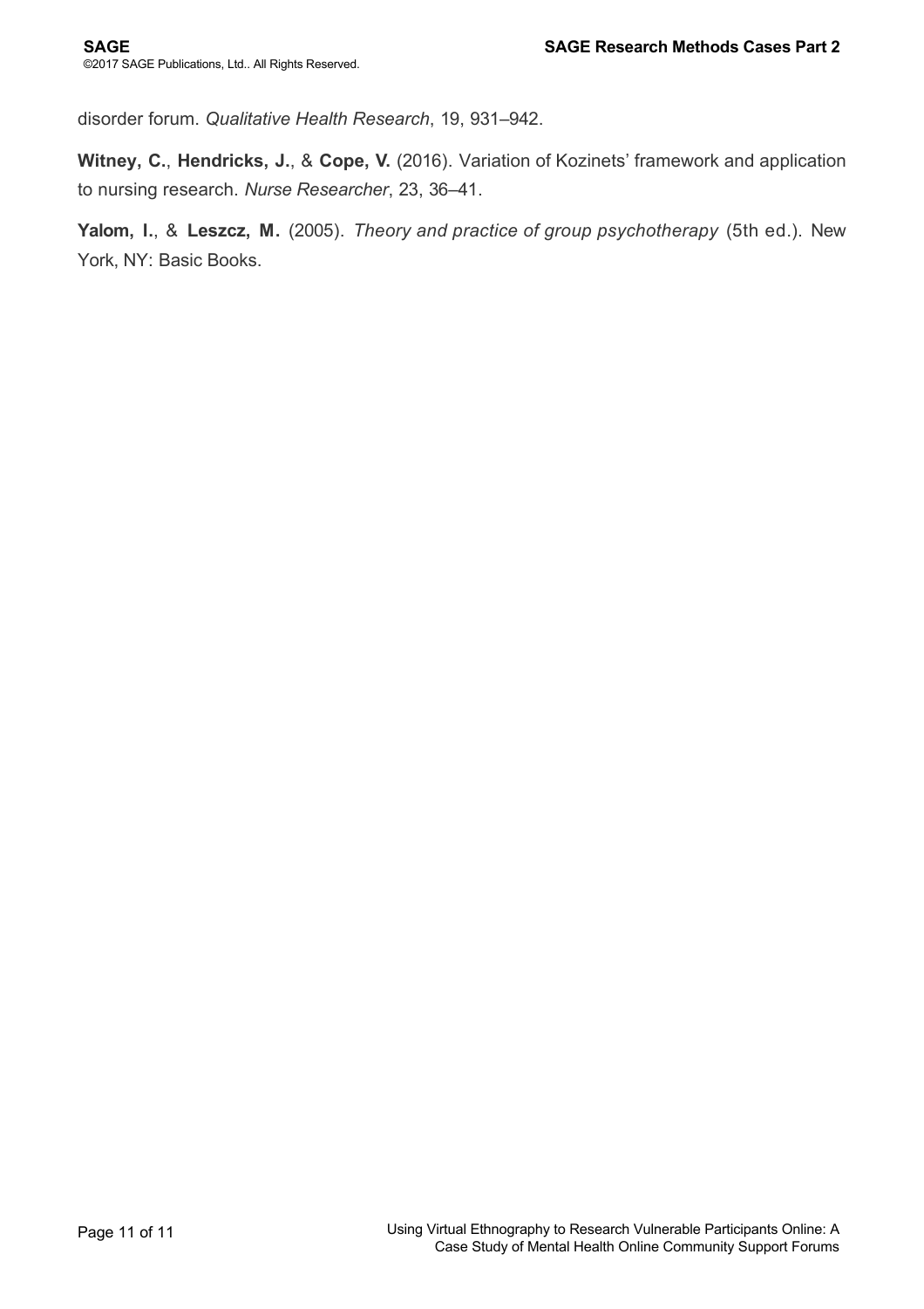disorder forum. *Qualitative Health Research*, 19, 931–942.

**Witney, C.**, **Hendricks, J.**, & **Cope, V.** (2016). Variation of Kozinets' framework and application to nursing research. *Nurse Researcher*, 23, 36–41.

**Yalom, I.**, & **Leszcz, M.** (2005). *Theory and practice of group psychotherapy* (5th ed.). New York, NY: Basic Books.